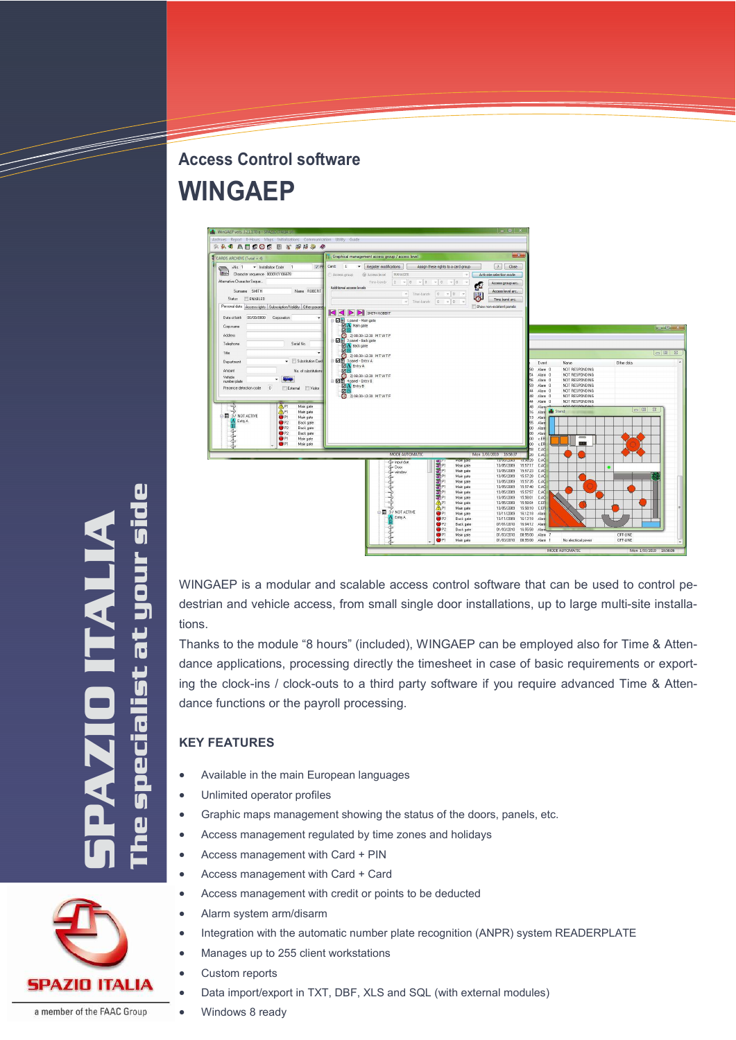## Access Control software

# WINGAEP

WINGAEP is a modular and scalable access control software that can be used to control pedestrian and vehicle access, from small single door installations, up to large multi-site installations.

Thanks to the module “8 hours” (included), WINGAEP can be employed also for Time & Attendance applications, processing directly the timesheet in case of basic requirements or exporting the clock-ins / clock-outs to a third party software if you require advanced Time & Attendance functions or the payroll processing.

### KEY FEATURES

- Available in the main European languages
- Unlimited operator profiles
- Graphic maps management showing the status of the doors, panels, etc.
- Access management regulated by time zones and holidays
- Access management with Card + PIN
- Access management with Card + Card
- Access management with credit or points to be deducted
- Alarm system arm/disarm
- Integration with the automatic number plate recognition (ANPR) system READERPLATE
- Manages up to 255 client workstations
- Custom reports
- Data import/export in TXT, DBF, XLS and SQL (with external modules)
- Windows 8 ready

SPAZIO ITALIA
The specialist at your side

SPAZIO ITALIA
a member of the FAAC Group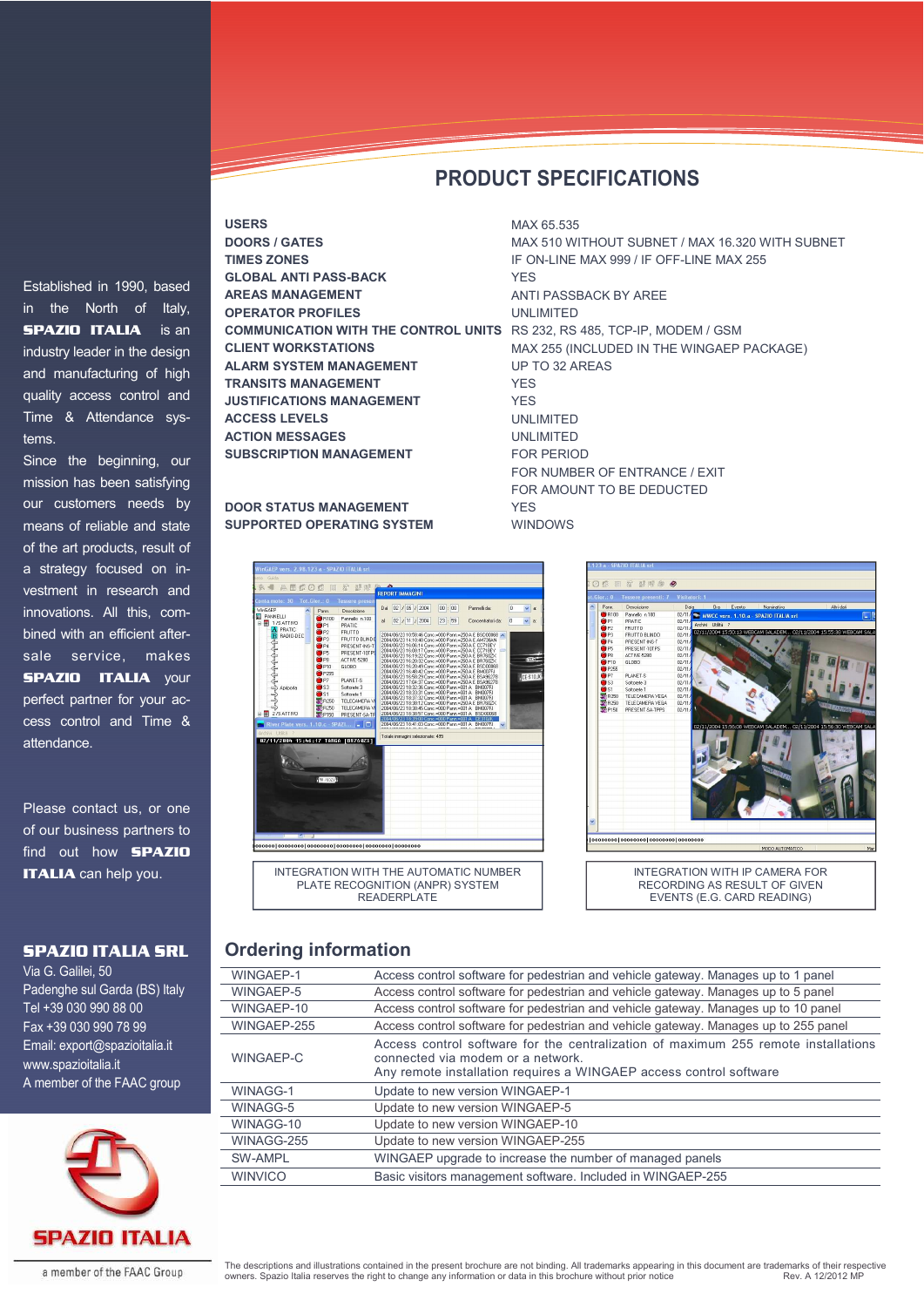Established in 1990, based in the North of Italy, **SPAZIO ITALIA** is an industry leader in the design and manufacturing of high quality access control and Time & Attendance systems.

Since the beginning, our mission has been satisfying our customers needs by means of reliable and state of the art products, result of a strategy focused on investment in research and innovations. All this, combined with an efficient after-sale service, makes **SPAZIO ITALIA** your perfect partner for your access control and Time & attendance.

Please contact us, or one of our business partners to find out how **SPAZIO ITALIA** can help you.

**SPAZIO ITALIA SRL**
Via G. Galilei, 50
Padenghe sul Garda (BS) Italy
Tel +39 030 990 88 00
Fax +39 030 990 78 99
Email: export@spazioitalia.it
www.spazioitalia.it
A member of the FAAC group

SPAZIO ITALIA

a member of the FAAC Group

# PRODUCT SPECIFICATIONS

| | |
|---|---|
| **USERS** | MAX 65.535 |
| **DOORS / GATES** | MAX 510 WITHOUT SUBNET / MAX 16.320 WITH SUBNET |
| **TIMES ZONES** | IF ON-LINE MAX 999 / IF OFF-LINE MAX 255 |
| **GLOBAL ANTI PASS-BACK** | YES |
| **AREAS MANAGEMENT** | ANTI PASSBACK BY AREE |
| **OPERATOR PROFILES** | UNLIMITED |
| **COMMUNICATION WITH THE CONTROL UNITS** | RS 232, RS 485, TCP-IP, MODEM / GSM |
| **CLIENT WORKSTATIONS** | MAX 255 (INCLUDED IN THE WINGAEP PACKAGE) |
| **ALARM SYSTEM MANAGEMENT** | UP TO 32 AREAS |
| **TRANSITS MANAGEMENT** | YES |
| **JUSTIFICATIONS MANAGEMENT** | YES |
| **ACCESS LEVELS** | UNLIMITED |
| **ACTION MESSAGES** | UNLIMITED |
| **SUBSCRIPTION MANAGEMENT** | FOR PERIOD<br>FOR NUMBER OF ENTRANCE / EXIT<br>FOR AMOUNT TO BE DEDUCTED |
| **DOOR STATUS MANAGEMENT** | YES |
| **SUPPORTED OPERATING SYSTEM** | WINDOWS |

INTEGRATION WITH THE AUTOMATIC NUMBER PLATE RECOGNITION (ANPR) SYSTEM READERPLATE

INTEGRATION WITH IP CAMERA FOR RECORDING AS RESULT OF GIVEN EVENTS (E.G. CARD READING)

## Ordering information

| | |
|---|---|
| WINGAEP-1 | Access control software for pedestrian and vehicle gateway. Manages up to 1 panel |
| WINGAEP-5 | Access control software for pedestrian and vehicle gateway. Manages up to 5 panel |
| WINGAEP-10 | Access control software for pedestrian and vehicle gateway. Manages up to 10 panel |
| WINGAEP-255 | Access control software for pedestrian and vehicle gateway. Manages up to 255 panel |
| WINGAEP-C | Access control software for the centralization of maximum 255 remote installations connected via modem or a network.<br>Any remote installation requires a WINGAEP access control software |
| WINAGG-1 | Update to new version WINGAEP-1 |
| WINAGG-5 | Update to new version WINGAEP-5 |
| WINAGG-10 | Update to new version WINGAEP-10 |
| WINAGG-255 | Update to new version WINGAEP-255 |
| SW-AMPL | WINGAEP upgrade to increase the number of managed panels |
| WINVICO | Basic visitors management software. Included in WINGAEP-255 |

The descriptions and illustrations contained in the present brochure are not binding. All trademarks appearing in this document are trademarks of their respective owners. Spazio Italia reserves the right to change any information or data in this brochure without prior notice    Rev. A 12/2012 MP